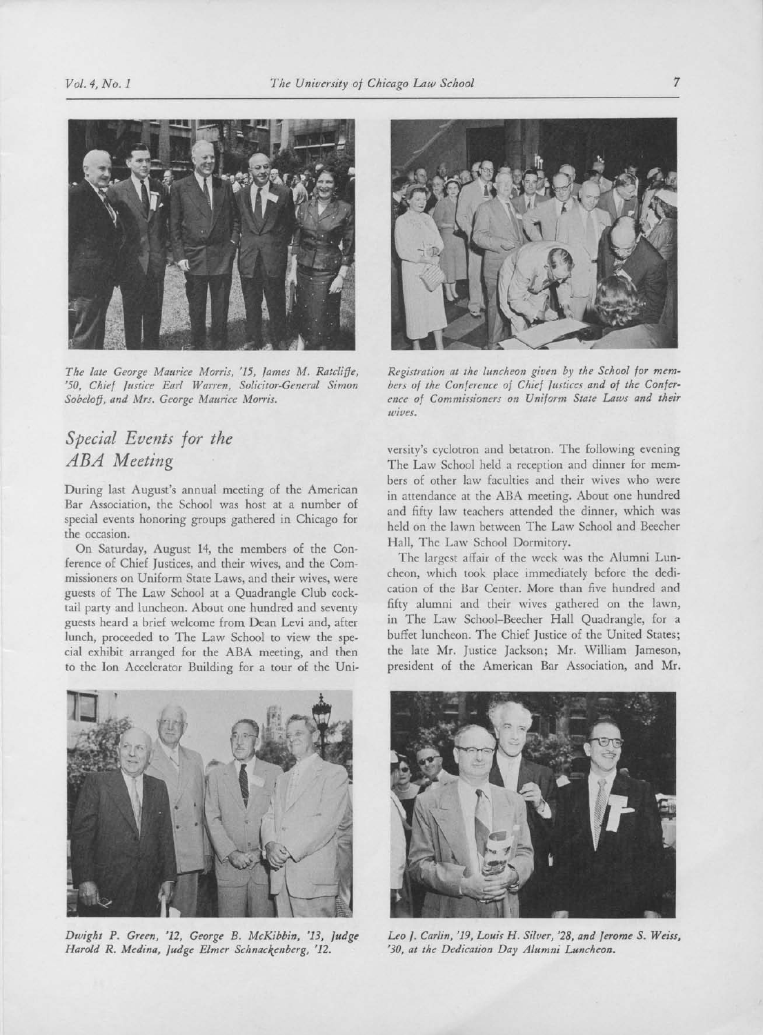*The late George Maurice Morris, '15, James M. Ratcliffe, '50, Chief Justice Earl Warren, Solicitor-General Simon Sobeloff, and Mrs. George Maurice Morris.*

*Registration at the luncheon given by the School for members of the Conference of Chief Justices and of the Conference of Commissioners on Uniform State Laws and their wives.*

## *Special Events for the ABA Meeting*

During last August's annual meeting of the American Bar Association, the School was host at a number of special events honoring groups gathered in Chicago for the occasion.

On Saturday, August 14, the members of the Conference of Chief Justices, and their wives, and the Commissioners on Uniform State Laws, and their wives, were guests of The Law School at a Quadrangle Club cocktail party and luncheon. About one hundred and seventy guests heard a brief welcome from Dean Levi and, after lunch, proceeded to The Law School to view the special exhibit arranged for the ABA meeting, and then to the Ion Accelerator Building for a tour of the University's cyclotron and betatron. The following evening The Law School held a reception and dinner for members of other law faculties and their wives who were in attendance at the ABA meeting. About one hundred and fifty law teachers attended the dinner, which was held on the lawn between The Law School and Beecher Hall, The Law School Dormitory.

The largest affair of the week was the Alumni Luncheon, which took place immediately before the dedication of the Bar Center. More than five hundred and fifty alumni and their wives gathered on the lawn, in The Law School–Beecher Hall Quadrangle, for a buffet luncheon. The Chief Justice of the United States; the late Mr. Justice Jackson; Mr. William Jameson, president of the American Bar Association, and Mr.

*Dwight P. Green, '12, George B. McKibbin, '13, Judge Harold R. Medina, Judge Elmer Schnackenberg, '12.*

*Leo J. Carlin, '19, Louis H. Silver, '28, and Jerome S. Weiss, '30, at the Dedication Day Alumni Luncheon.*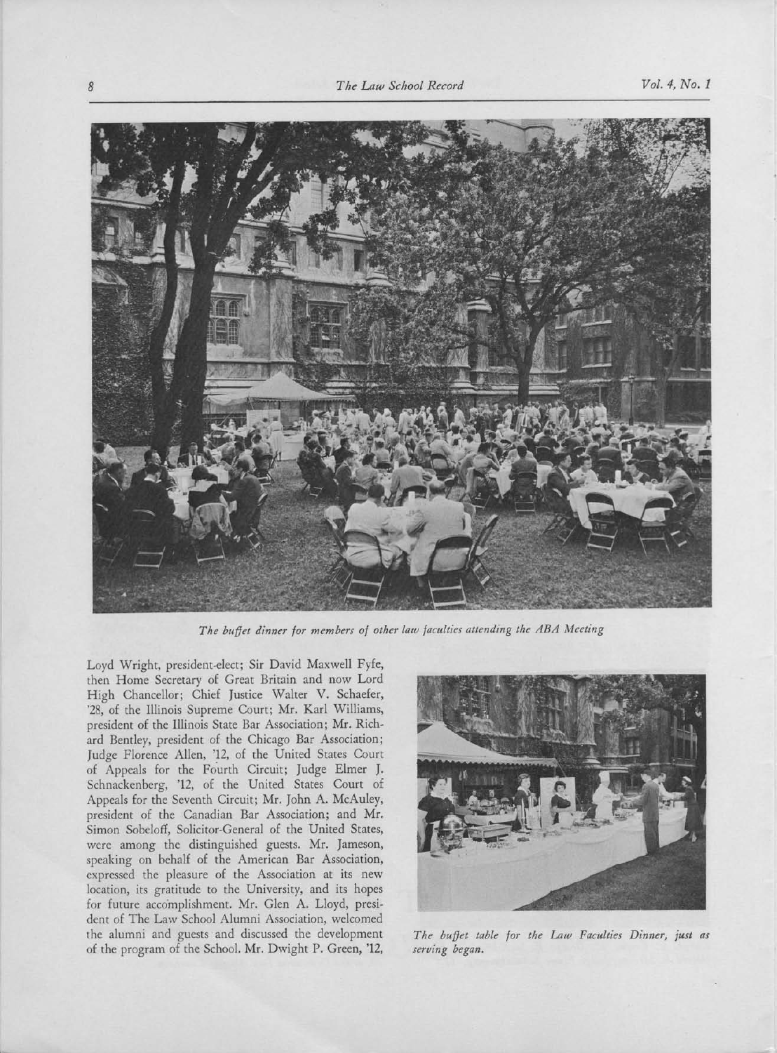*The buffet dinner for members of other law faculties attending the ABA Meeting*

Loyd Wright, president-elect; Sir David Maxwell Fyfe, then Home Secretary of Great Britain and now Lord High Chancellor; Chief Justice Walter V. Schaefer, '28, of the Illinois Supreme Court; Mr. Karl Williams, president of the Illinois State Bar Association; Mr. Richard Bentley, president of the Chicago Bar Association; Judge Florence Allen, '12, of the United States Court of Appeals for the Fourth Circuit; Judge Elmer J. Schnackenberg, '12, of the United States Court of Appeals for the Seventh Circuit; Mr. John A. McAuley, president of the Canadian Bar Association; and Mr. Simon Sobeloff, Solicitor-General of the United States, were among the distinguished guests. Mr. Jameson, speaking on behalf of the American Bar Association, expressed the pleasure of the Association at its new location, its gratitude to the University, and its hopes for future accomplishment. Mr. Glen A. Lloyd, president of The Law School Alumni Association, welcomed the alumni and guests and discussed the development of the program of the School. Mr. Dwight P. Green, '12,

*The buffet table for the Law Faculties Dinner, just as serving began.*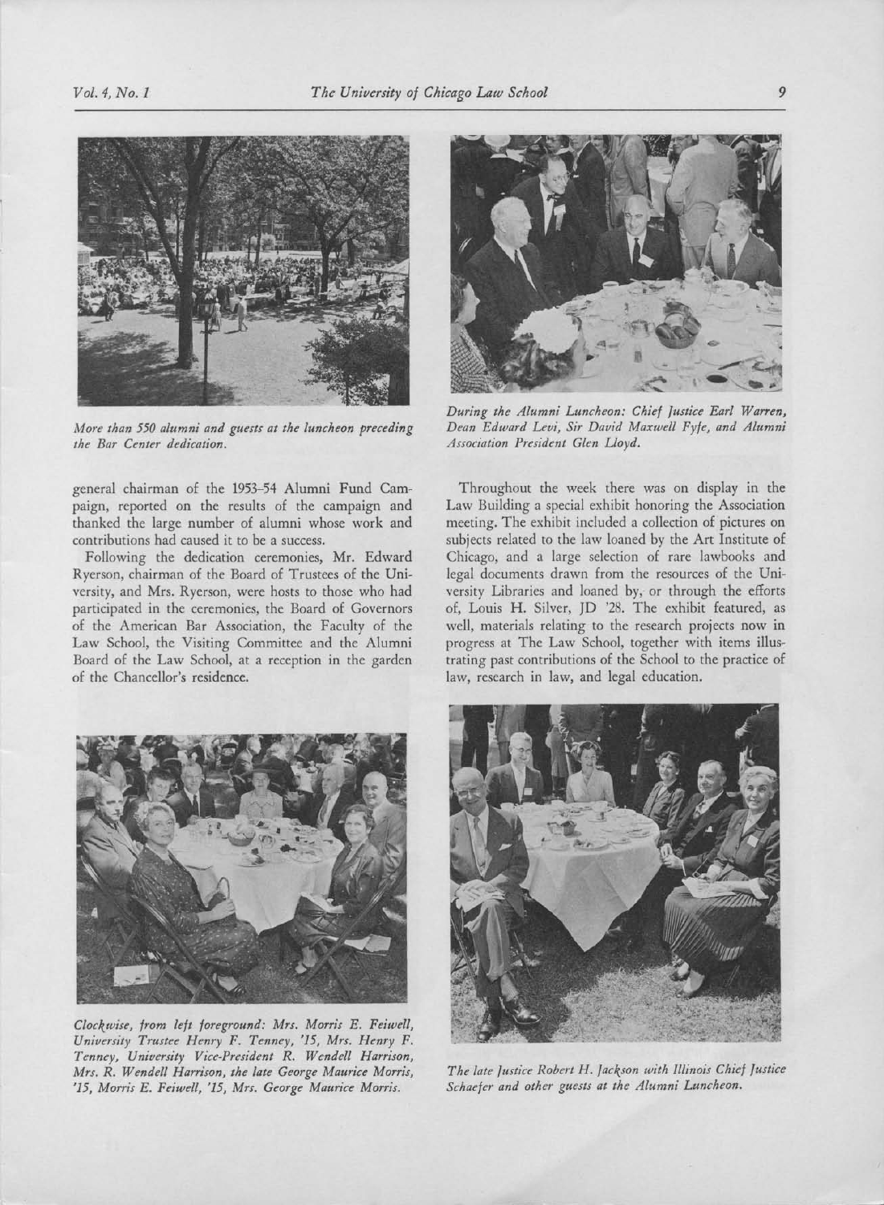*More than 550 alumni and guests at the luncheon preceding the Bar Center dedication.*

*During the Alumni Luncheon: Chief Justice Earl Warren, Dean Edward Levi, Sir David Maxwell Fyfe, and Alumni Association President Glen Lloyd.*

general chairman of the 1953–54 Alumni Fund Campaign, reported on the results of the campaign and thanked the large number of alumni whose work and contributions had caused it to be a success.

Following the dedication ceremonies, Mr. Edward Ryerson, chairman of the Board of Trustees of the University, and Mrs. Ryerson, were hosts to those who had participated in the ceremonies, the Board of Governors of the American Bar Association, the Faculty of the Law School, the Visiting Committee and the Alumni Board of the Law School, at a reception in the garden of the Chancellor's residence.

Throughout the week there was on display in the Law Building a special exhibit honoring the Association meeting. The exhibit included a collection of pictures on subjects related to the law loaned by the Art Institute of Chicago, and a large selection of rare lawbooks and legal documents drawn from the resources of the University Libraries and loaned by, or through the efforts of, Louis H. Silver, JD '28. The exhibit featured, as well, materials relating to the research projects now in progress at The Law School, together with items illustrating past contributions of the School to the practice of law, research in law, and legal education.

*Clockwise, from left foreground: Mrs. Morris E. Feiwell, University Trustee Henry F. Tenney, '15, Mrs. Henry F. Tenney, University Vice-President R. Wendell Harrison, Mrs. R. Wendell Harrison, the late George Maurice Morris, '15, Morris E. Feiwell, '15, Mrs. George Maurice Morris.*

*The late Justice Robert H. Jackson with Illinois Chief Justice Schaefer and other guests at the Alumni Luncheon.*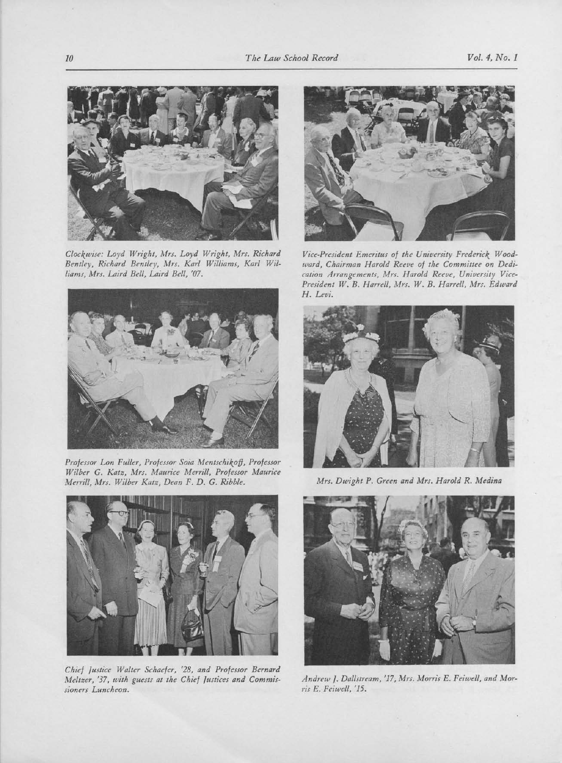*Clockwise: Loyd Wright, Mrs. Loyd Wright, Mrs. Richard Bentley, Richard Bentley, Mrs. Karl Williams, Karl Williams, Mrs. Laird Bell, Laird Bell, '07.*

*Vice-President Emeritus of the University Frederick Woodward, Chairman Harold Reeve of the Committee on Dedication Arrangements, Mrs. Harold Reeve, University Vice-President W. B. Harrell, Mrs. W. B. Harrell, Mrs. Edward H. Levi.*

*Professor Lon Fuller, Professor Soia Mentschikoff, Professor Wilber G. Katz, Mrs. Maurice Merrill, Professor Maurice Merrill, Mrs. Wilber Katz, Dean F. D. G. Ribble.*

*Mrs. Dwight P. Green and Mrs. Harold R. Medina*

*Chief Justice Walter Schaefer, '28, and Professor Bernard Meltzer, '37, with guests at the Chief Justices and Commissioners Luncheon.*

*Andrew J. Dallstream, '17, Mrs. Morris E. Feiwell, and Morris E. Feiwell, '15.*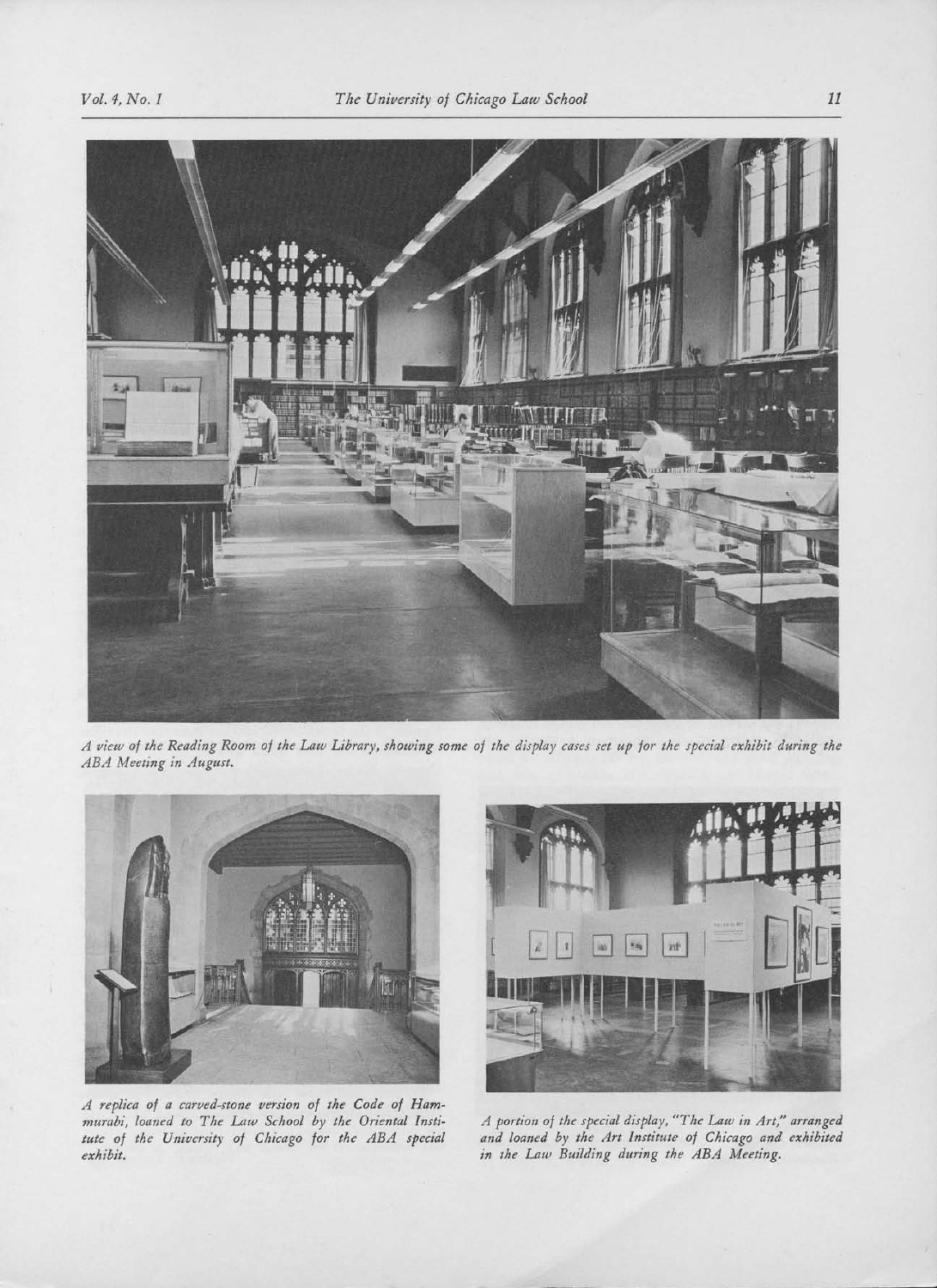A view of the Reading Room of the Law Library, showing some of the display cases set up for the special exhibit during the ABA Meeting in August.

A replica of a carved-stone version of the Code of Hammurabi, loaned to The Law School by the Oriental Institute of the University of Chicago for the ABA special exhibit.

A portion of the special display, "The Law in Art," arranged and loaned by the Art Institute of Chicago and exhibited in the Law Building during the ABA Meeting.